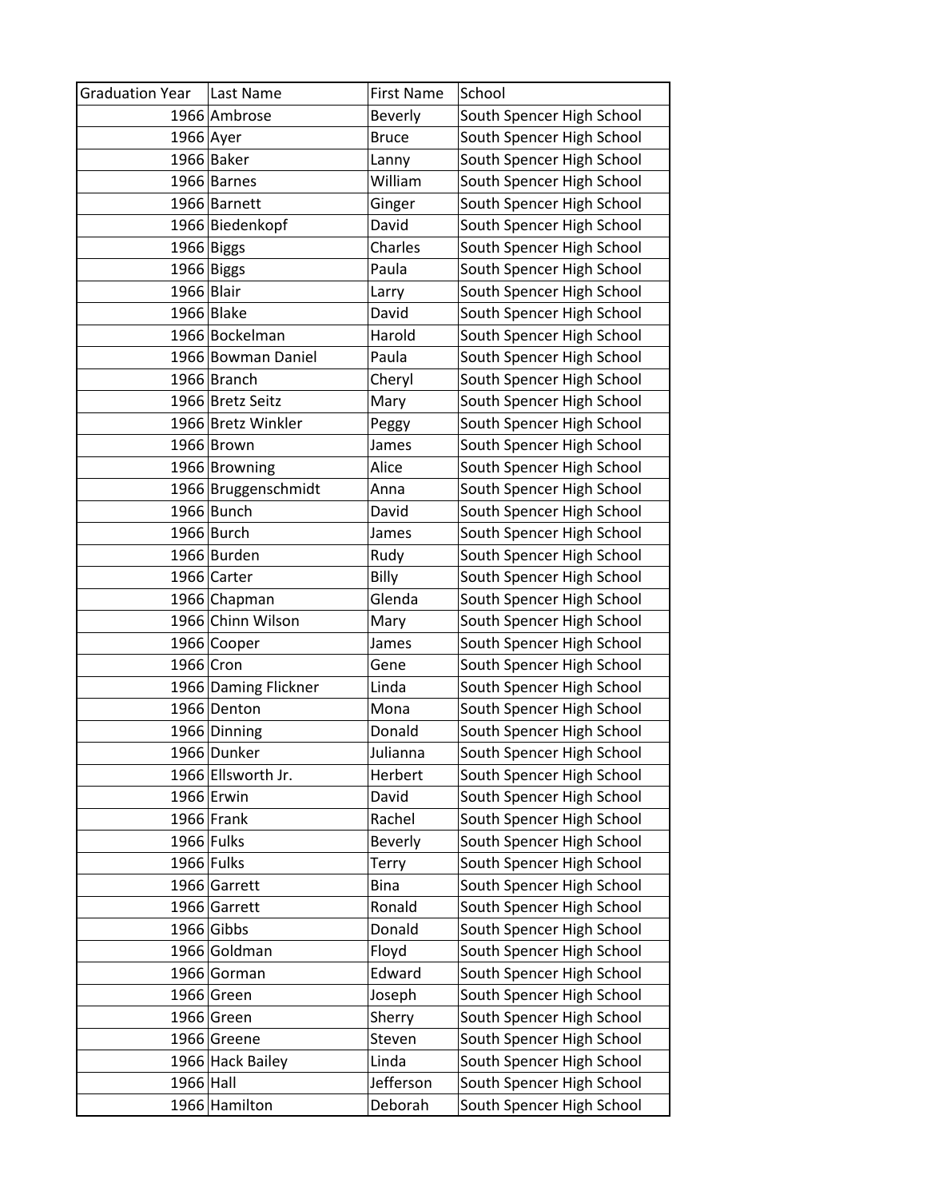| Graduation Year | Last Name | First Name | School |
| --- | --- | --- | --- |
| 1966 | Ambrose | Beverly | South Spencer High School |
| 1966 | Ayer | Bruce | South Spencer High School |
| 1966 | Baker | Lanny | South Spencer High School |
| 1966 | Barnes | William | South Spencer High School |
| 1966 | Barnett | Ginger | South Spencer High School |
| 1966 | Biedenkopf | David | South Spencer High School |
| 1966 | Biggs | Charles | South Spencer High School |
| 1966 | Biggs | Paula | South Spencer High School |
| 1966 | Blair | Larry | South Spencer High School |
| 1966 | Blake | David | South Spencer High School |
| 1966 | Bockelman | Harold | South Spencer High School |
| 1966 | Bowman Daniel | Paula | South Spencer High School |
| 1966 | Branch | Cheryl | South Spencer High School |
| 1966 | Bretz Seitz | Mary | South Spencer High School |
| 1966 | Bretz Winkler | Peggy | South Spencer High School |
| 1966 | Brown | James | South Spencer High School |
| 1966 | Browning | Alice | South Spencer High School |
| 1966 | Bruggenschmidt | Anna | South Spencer High School |
| 1966 | Bunch | David | South Spencer High School |
| 1966 | Burch | James | South Spencer High School |
| 1966 | Burden | Rudy | South Spencer High School |
| 1966 | Carter | Billy | South Spencer High School |
| 1966 | Chapman | Glenda | South Spencer High School |
| 1966 | Chinn Wilson | Mary | South Spencer High School |
| 1966 | Cooper | James | South Spencer High School |
| 1966 | Cron | Gene | South Spencer High School |
| 1966 | Daming Flickner | Linda | South Spencer High School |
| 1966 | Denton | Mona | South Spencer High School |
| 1966 | Dinning | Donald | South Spencer High School |
| 1966 | Dunker | Julianna | South Spencer High School |
| 1966 | Ellsworth Jr. | Herbert | South Spencer High School |
| 1966 | Erwin | David | South Spencer High School |
| 1966 | Frank | Rachel | South Spencer High School |
| 1966 | Fulks | Beverly | South Spencer High School |
| 1966 | Fulks | Terry | South Spencer High School |
| 1966 | Garrett | Bina | South Spencer High School |
| 1966 | Garrett | Ronald | South Spencer High School |
| 1966 | Gibbs | Donald | South Spencer High School |
| 1966 | Goldman | Floyd | South Spencer High School |
| 1966 | Gorman | Edward | South Spencer High School |
| 1966 | Green | Joseph | South Spencer High School |
| 1966 | Green | Sherry | South Spencer High School |
| 1966 | Greene | Steven | South Spencer High School |
| 1966 | Hack Bailey | Linda | South Spencer High School |
| 1966 | Hall | Jefferson | South Spencer High School |
| 1966 | Hamilton | Deborah | South Spencer High School |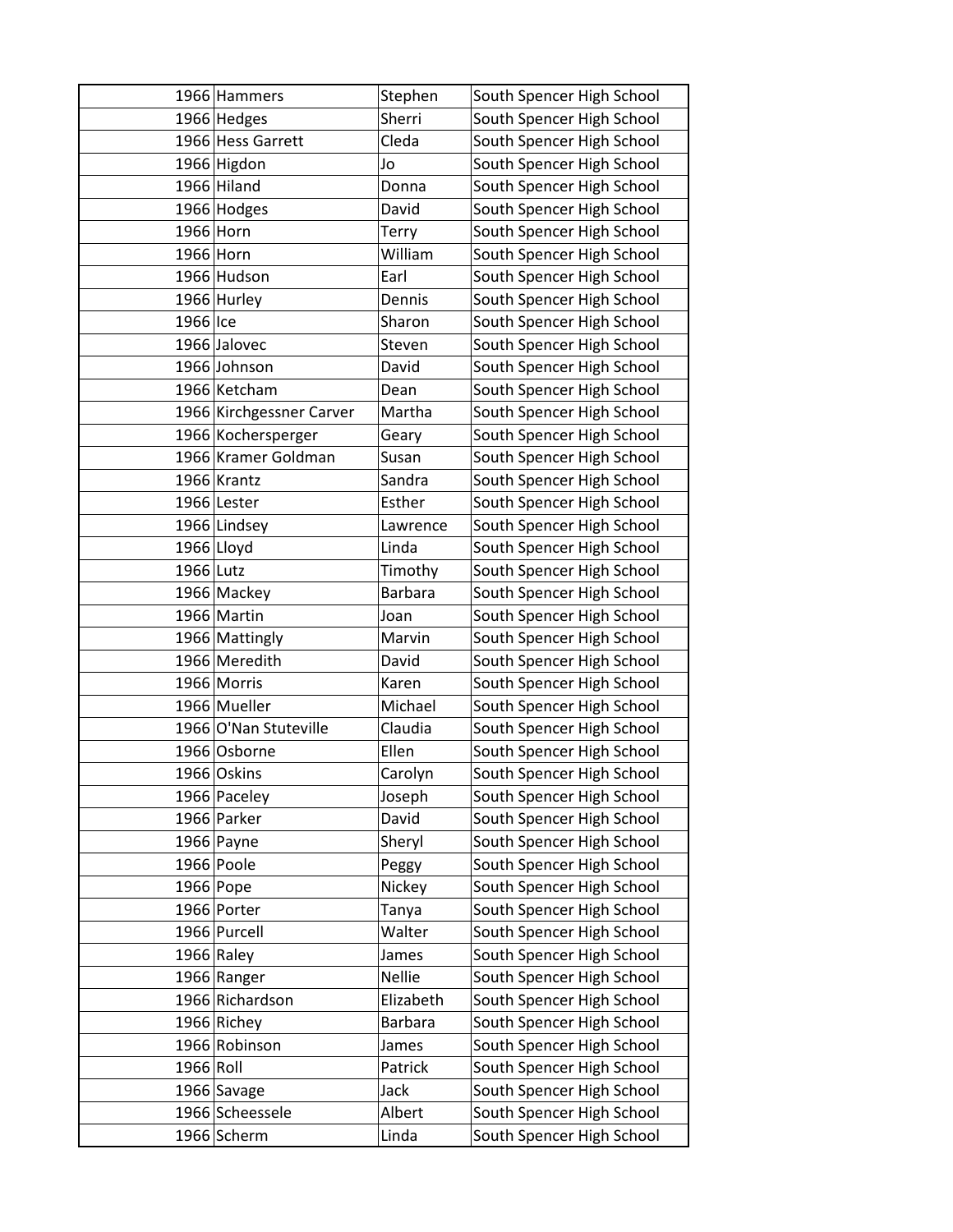| | | | |
|---|---|---|---|
| 1966 | Hammers | Stephen | South Spencer High School |
| 1966 | Hedges | Sherri | South Spencer High School |
| 1966 | Hess Garrett | Cleda | South Spencer High School |
| 1966 | Higdon | Jo | South Spencer High School |
| 1966 | Hiland | Donna | South Spencer High School |
| 1966 | Hodges | David | South Spencer High School |
| 1966 | Horn | Terry | South Spencer High School |
| 1966 | Horn | William | South Spencer High School |
| 1966 | Hudson | Earl | South Spencer High School |
| 1966 | Hurley | Dennis | South Spencer High School |
| 1966 | Ice | Sharon | South Spencer High School |
| 1966 | Jalovec | Steven | South Spencer High School |
| 1966 | Johnson | David | South Spencer High School |
| 1966 | Ketcham | Dean | South Spencer High School |
| 1966 | Kirchgessner Carver | Martha | South Spencer High School |
| 1966 | Kochersperger | Geary | South Spencer High School |
| 1966 | Kramer Goldman | Susan | South Spencer High School |
| 1966 | Krantz | Sandra | South Spencer High School |
| 1966 | Lester | Esther | South Spencer High School |
| 1966 | Lindsey | Lawrence | South Spencer High School |
| 1966 | Lloyd | Linda | South Spencer High School |
| 1966 | Lutz | Timothy | South Spencer High School |
| 1966 | Mackey | Barbara | South Spencer High School |
| 1966 | Martin | Joan | South Spencer High School |
| 1966 | Mattingly | Marvin | South Spencer High School |
| 1966 | Meredith | David | South Spencer High School |
| 1966 | Morris | Karen | South Spencer High School |
| 1966 | Mueller | Michael | South Spencer High School |
| 1966 | O'Nan Stuteville | Claudia | South Spencer High School |
| 1966 | Osborne | Ellen | South Spencer High School |
| 1966 | Oskins | Carolyn | South Spencer High School |
| 1966 | Paceley | Joseph | South Spencer High School |
| 1966 | Parker | David | South Spencer High School |
| 1966 | Payne | Sheryl | South Spencer High School |
| 1966 | Poole | Peggy | South Spencer High School |
| 1966 | Pope | Nickey | South Spencer High School |
| 1966 | Porter | Tanya | South Spencer High School |
| 1966 | Purcell | Walter | South Spencer High School |
| 1966 | Raley | James | South Spencer High School |
| 1966 | Ranger | Nellie | South Spencer High School |
| 1966 | Richardson | Elizabeth | South Spencer High School |
| 1966 | Richey | Barbara | South Spencer High School |
| 1966 | Robinson | James | South Spencer High School |
| 1966 | Roll | Patrick | South Spencer High School |
| 1966 | Savage | Jack | South Spencer High School |
| 1966 | Scheessele | Albert | South Spencer High School |
| 1966 | Scherm | Linda | South Spencer High School |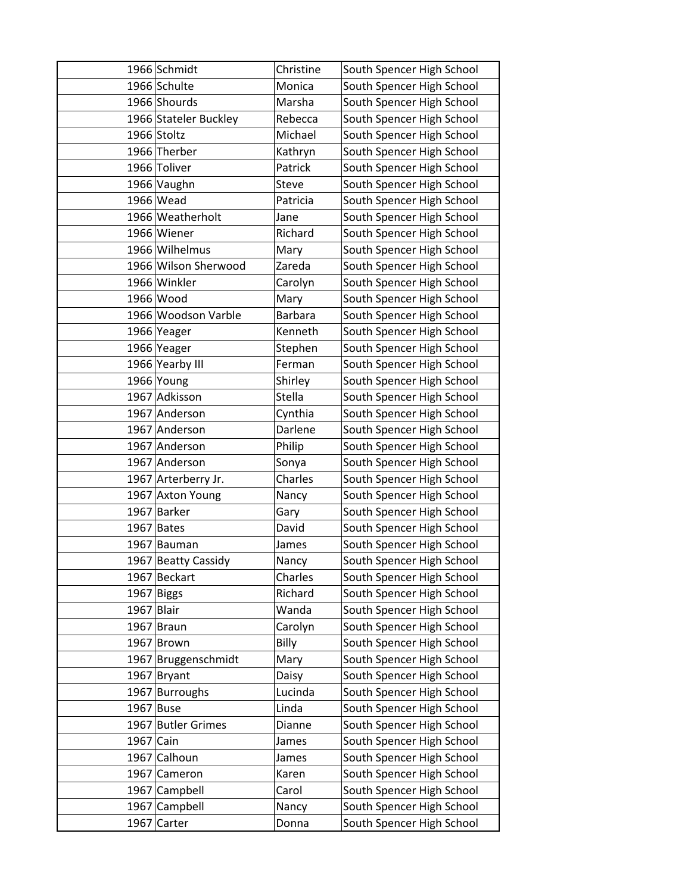| | | | |
|---|---|---|---|
| 1966 | Schmidt | Christine | South Spencer High School |
| 1966 | Schulte | Monica | South Spencer High School |
| 1966 | Shourds | Marsha | South Spencer High School |
| 1966 | Stateler Buckley | Rebecca | South Spencer High School |
| 1966 | Stoltz | Michael | South Spencer High School |
| 1966 | Therber | Kathryn | South Spencer High School |
| 1966 | Toliver | Patrick | South Spencer High School |
| 1966 | Vaughn | Steve | South Spencer High School |
| 1966 | Wead | Patricia | South Spencer High School |
| 1966 | Weatherholt | Jane | South Spencer High School |
| 1966 | Wiener | Richard | South Spencer High School |
| 1966 | Wilhelmus | Mary | South Spencer High School |
| 1966 | Wilson Sherwood | Zareda | South Spencer High School |
| 1966 | Winkler | Carolyn | South Spencer High School |
| 1966 | Wood | Mary | South Spencer High School |
| 1966 | Woodson Varble | Barbara | South Spencer High School |
| 1966 | Yeager | Kenneth | South Spencer High School |
| 1966 | Yeager | Stephen | South Spencer High School |
| 1966 | Yearby III | Ferman | South Spencer High School |
| 1966 | Young | Shirley | South Spencer High School |
| 1967 | Adkisson | Stella | South Spencer High School |
| 1967 | Anderson | Cynthia | South Spencer High School |
| 1967 | Anderson | Darlene | South Spencer High School |
| 1967 | Anderson | Philip | South Spencer High School |
| 1967 | Anderson | Sonya | South Spencer High School |
| 1967 | Arterberry Jr. | Charles | South Spencer High School |
| 1967 | Axton Young | Nancy | South Spencer High School |
| 1967 | Barker | Gary | South Spencer High School |
| 1967 | Bates | David | South Spencer High School |
| 1967 | Bauman | James | South Spencer High School |
| 1967 | Beatty Cassidy | Nancy | South Spencer High School |
| 1967 | Beckart | Charles | South Spencer High School |
| 1967 | Biggs | Richard | South Spencer High School |
| 1967 | Blair | Wanda | South Spencer High School |
| 1967 | Braun | Carolyn | South Spencer High School |
| 1967 | Brown | Billy | South Spencer High School |
| 1967 | Bruggenschmidt | Mary | South Spencer High School |
| 1967 | Bryant | Daisy | South Spencer High School |
| 1967 | Burroughs | Lucinda | South Spencer High School |
| 1967 | Buse | Linda | South Spencer High School |
| 1967 | Butler Grimes | Dianne | South Spencer High School |
| 1967 | Cain | James | South Spencer High School |
| 1967 | Calhoun | James | South Spencer High School |
| 1967 | Cameron | Karen | South Spencer High School |
| 1967 | Campbell | Carol | South Spencer High School |
| 1967 | Campbell | Nancy | South Spencer High School |
| 1967 | Carter | Donna | South Spencer High School |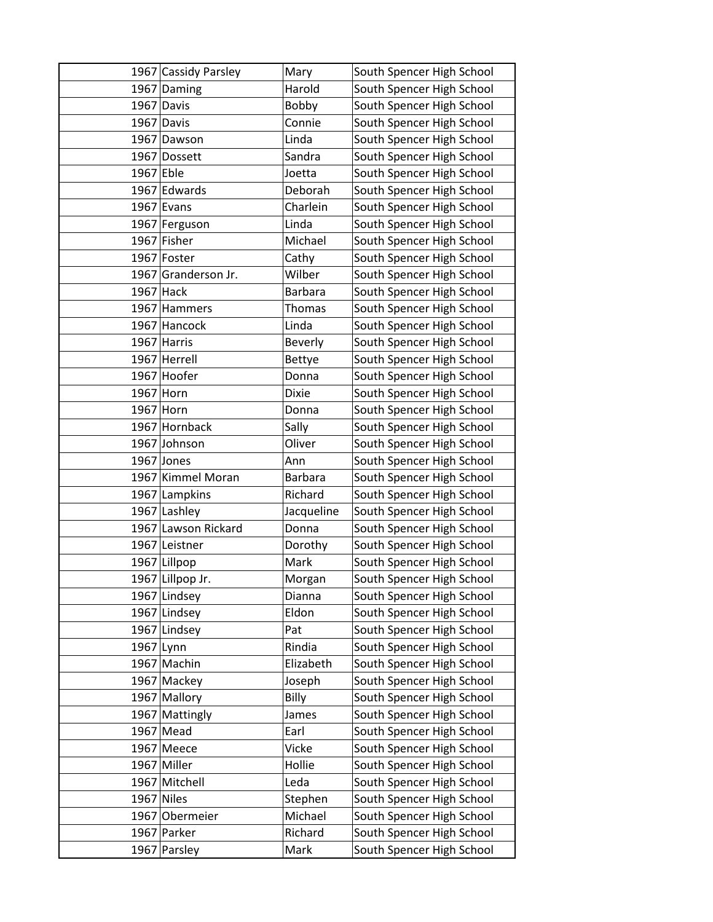| | | | |
|---|---|---|---|
| 1967 | Cassidy Parsley | Mary | South Spencer High School |
| 1967 | Daming | Harold | South Spencer High School |
| 1967 | Davis | Bobby | South Spencer High School |
| 1967 | Davis | Connie | South Spencer High School |
| 1967 | Dawson | Linda | South Spencer High School |
| 1967 | Dossett | Sandra | South Spencer High School |
| 1967 | Eble | Joetta | South Spencer High School |
| 1967 | Edwards | Deborah | South Spencer High School |
| 1967 | Evans | Charlein | South Spencer High School |
| 1967 | Ferguson | Linda | South Spencer High School |
| 1967 | Fisher | Michael | South Spencer High School |
| 1967 | Foster | Cathy | South Spencer High School |
| 1967 | Granderson Jr. | Wilber | South Spencer High School |
| 1967 | Hack | Barbara | South Spencer High School |
| 1967 | Hammers | Thomas | South Spencer High School |
| 1967 | Hancock | Linda | South Spencer High School |
| 1967 | Harris | Beverly | South Spencer High School |
| 1967 | Herrell | Bettye | South Spencer High School |
| 1967 | Hoofer | Donna | South Spencer High School |
| 1967 | Horn | Dixie | South Spencer High School |
| 1967 | Horn | Donna | South Spencer High School |
| 1967 | Hornback | Sally | South Spencer High School |
| 1967 | Johnson | Oliver | South Spencer High School |
| 1967 | Jones | Ann | South Spencer High School |
| 1967 | Kimmel Moran | Barbara | South Spencer High School |
| 1967 | Lampkins | Richard | South Spencer High School |
| 1967 | Lashley | Jacqueline | South Spencer High School |
| 1967 | Lawson Rickard | Donna | South Spencer High School |
| 1967 | Leistner | Dorothy | South Spencer High School |
| 1967 | Lillpop | Mark | South Spencer High School |
| 1967 | Lillpop Jr. | Morgan | South Spencer High School |
| 1967 | Lindsey | Dianna | South Spencer High School |
| 1967 | Lindsey | Eldon | South Spencer High School |
| 1967 | Lindsey | Pat | South Spencer High School |
| 1967 | Lynn | Rindia | South Spencer High School |
| 1967 | Machin | Elizabeth | South Spencer High School |
| 1967 | Mackey | Joseph | South Spencer High School |
| 1967 | Mallory | Billy | South Spencer High School |
| 1967 | Mattingly | James | South Spencer High School |
| 1967 | Mead | Earl | South Spencer High School |
| 1967 | Meece | Vicke | South Spencer High School |
| 1967 | Miller | Hollie | South Spencer High School |
| 1967 | Mitchell | Leda | South Spencer High School |
| 1967 | Niles | Stephen | South Spencer High School |
| 1967 | Obermeier | Michael | South Spencer High School |
| 1967 | Parker | Richard | South Spencer High School |
| 1967 | Parsley | Mark | South Spencer High School |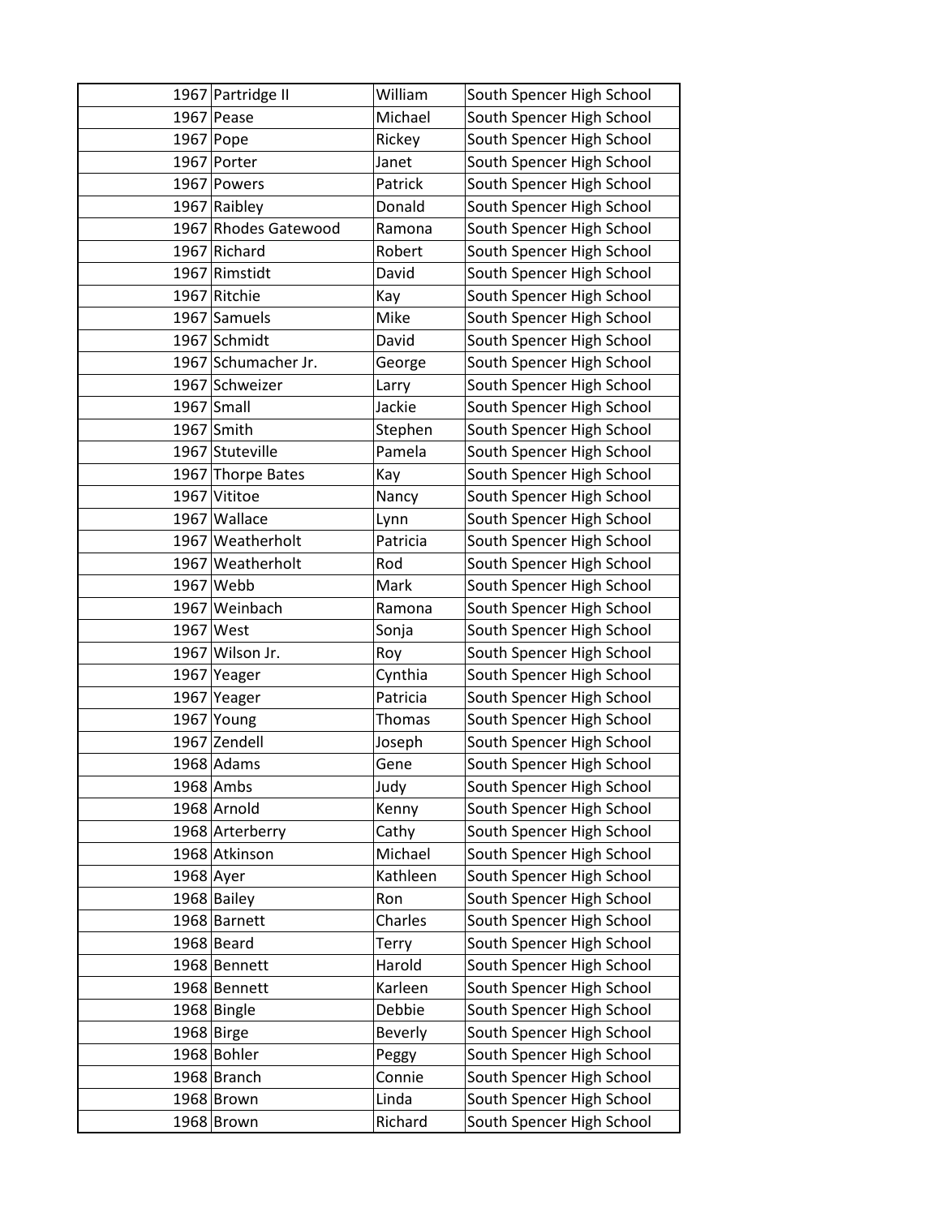| 1967 | Partridge II | William | South Spencer High School |
|---|---|---|---|
| 1967 | Pease | Michael | South Spencer High School |
| 1967 | Pope | Rickey | South Spencer High School |
| 1967 | Porter | Janet | South Spencer High School |
| 1967 | Powers | Patrick | South Spencer High School |
| 1967 | Raibley | Donald | South Spencer High School |
| 1967 | Rhodes Gatewood | Ramona | South Spencer High School |
| 1967 | Richard | Robert | South Spencer High School |
| 1967 | Rimstidt | David | South Spencer High School |
| 1967 | Ritchie | Kay | South Spencer High School |
| 1967 | Samuels | Mike | South Spencer High School |
| 1967 | Schmidt | David | South Spencer High School |
| 1967 | Schumacher Jr. | George | South Spencer High School |
| 1967 | Schweizer | Larry | South Spencer High School |
| 1967 | Small | Jackie | South Spencer High School |
| 1967 | Smith | Stephen | South Spencer High School |
| 1967 | Stuteville | Pamela | South Spencer High School |
| 1967 | Thorpe Bates | Kay | South Spencer High School |
| 1967 | Vititoe | Nancy | South Spencer High School |
| 1967 | Wallace | Lynn | South Spencer High School |
| 1967 | Weatherholt | Patricia | South Spencer High School |
| 1967 | Weatherholt | Rod | South Spencer High School |
| 1967 | Webb | Mark | South Spencer High School |
| 1967 | Weinbach | Ramona | South Spencer High School |
| 1967 | West | Sonja | South Spencer High School |
| 1967 | Wilson Jr. | Roy | South Spencer High School |
| 1967 | Yeager | Cynthia | South Spencer High School |
| 1967 | Yeager | Patricia | South Spencer High School |
| 1967 | Young | Thomas | South Spencer High School |
| 1967 | Zendell | Joseph | South Spencer High School |
| 1968 | Adams | Gene | South Spencer High School |
| 1968 | Ambs | Judy | South Spencer High School |
| 1968 | Arnold | Kenny | South Spencer High School |
| 1968 | Arterberry | Cathy | South Spencer High School |
| 1968 | Atkinson | Michael | South Spencer High School |
| 1968 | Ayer | Kathleen | South Spencer High School |
| 1968 | Bailey | Ron | South Spencer High School |
| 1968 | Barnett | Charles | South Spencer High School |
| 1968 | Beard | Terry | South Spencer High School |
| 1968 | Bennett | Harold | South Spencer High School |
| 1968 | Bennett | Karleen | South Spencer High School |
| 1968 | Bingle | Debbie | South Spencer High School |
| 1968 | Birge | Beverly | South Spencer High School |
| 1968 | Bohler | Peggy | South Spencer High School |
| 1968 | Branch | Connie | South Spencer High School |
| 1968 | Brown | Linda | South Spencer High School |
| 1968 | Brown | Richard | South Spencer High School |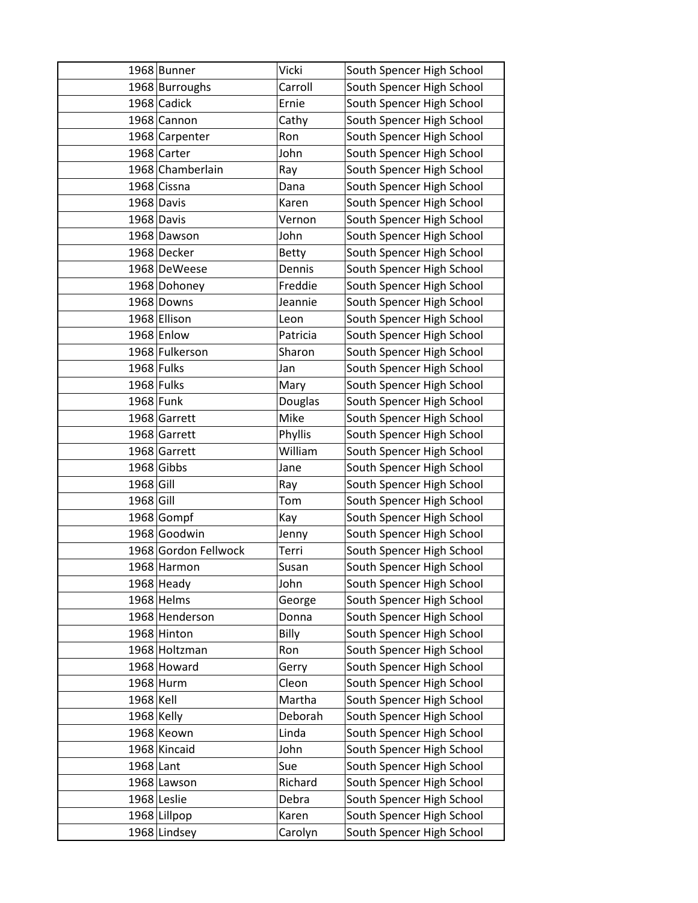| | | | |
|---|---|---|---|
| 1968 | Bunner | Vicki | South Spencer High School |
| 1968 | Burroughs | Carroll | South Spencer High School |
| 1968 | Cadick | Ernie | South Spencer High School |
| 1968 | Cannon | Cathy | South Spencer High School |
| 1968 | Carpenter | Ron | South Spencer High School |
| 1968 | Carter | John | South Spencer High School |
| 1968 | Chamberlain | Ray | South Spencer High School |
| 1968 | Cissna | Dana | South Spencer High School |
| 1968 | Davis | Karen | South Spencer High School |
| 1968 | Davis | Vernon | South Spencer High School |
| 1968 | Dawson | John | South Spencer High School |
| 1968 | Decker | Betty | South Spencer High School |
| 1968 | DeWeese | Dennis | South Spencer High School |
| 1968 | Dohoney | Freddie | South Spencer High School |
| 1968 | Downs | Jeannie | South Spencer High School |
| 1968 | Ellison | Leon | South Spencer High School |
| 1968 | Enlow | Patricia | South Spencer High School |
| 1968 | Fulkerson | Sharon | South Spencer High School |
| 1968 | Fulks | Jan | South Spencer High School |
| 1968 | Fulks | Mary | South Spencer High School |
| 1968 | Funk | Douglas | South Spencer High School |
| 1968 | Garrett | Mike | South Spencer High School |
| 1968 | Garrett | Phyllis | South Spencer High School |
| 1968 | Garrett | William | South Spencer High School |
| 1968 | Gibbs | Jane | South Spencer High School |
| 1968 | Gill | Ray | South Spencer High School |
| 1968 | Gill | Tom | South Spencer High School |
| 1968 | Gompf | Kay | South Spencer High School |
| 1968 | Goodwin | Jenny | South Spencer High School |
| 1968 | Gordon Fellwock | Terri | South Spencer High School |
| 1968 | Harmon | Susan | South Spencer High School |
| 1968 | Heady | John | South Spencer High School |
| 1968 | Helms | George | South Spencer High School |
| 1968 | Henderson | Donna | South Spencer High School |
| 1968 | Hinton | Billy | South Spencer High School |
| 1968 | Holtzman | Ron | South Spencer High School |
| 1968 | Howard | Gerry | South Spencer High School |
| 1968 | Hurm | Cleon | South Spencer High School |
| 1968 | Kell | Martha | South Spencer High School |
| 1968 | Kelly | Deborah | South Spencer High School |
| 1968 | Keown | Linda | South Spencer High School |
| 1968 | Kincaid | John | South Spencer High School |
| 1968 | Lant | Sue | South Spencer High School |
| 1968 | Lawson | Richard | South Spencer High School |
| 1968 | Leslie | Debra | South Spencer High School |
| 1968 | Lillpop | Karen | South Spencer High School |
| 1968 | Lindsey | Carolyn | South Spencer High School |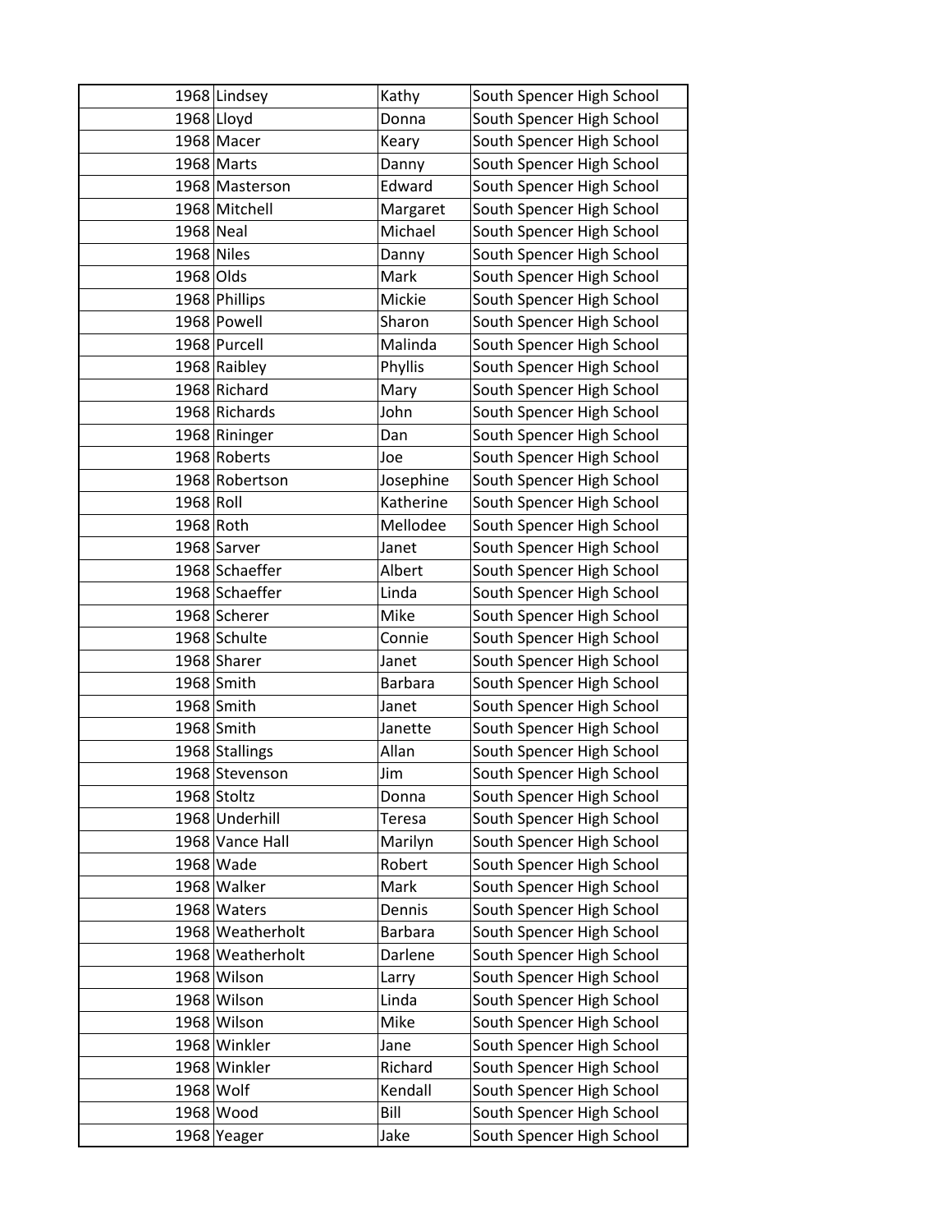| | | | |
|---|---|---|---|
| 1968 | Lindsey | Kathy | South Spencer High School |
| 1968 | Lloyd | Donna | South Spencer High School |
| 1968 | Macer | Keary | South Spencer High School |
| 1968 | Marts | Danny | South Spencer High School |
| 1968 | Masterson | Edward | South Spencer High School |
| 1968 | Mitchell | Margaret | South Spencer High School |
| 1968 | Neal | Michael | South Spencer High School |
| 1968 | Niles | Danny | South Spencer High School |
| 1968 | Olds | Mark | South Spencer High School |
| 1968 | Phillips | Mickie | South Spencer High School |
| 1968 | Powell | Sharon | South Spencer High School |
| 1968 | Purcell | Malinda | South Spencer High School |
| 1968 | Raibley | Phyllis | South Spencer High School |
| 1968 | Richard | Mary | South Spencer High School |
| 1968 | Richards | John | South Spencer High School |
| 1968 | Rininger | Dan | South Spencer High School |
| 1968 | Roberts | Joe | South Spencer High School |
| 1968 | Robertson | Josephine | South Spencer High School |
| 1968 | Roll | Katherine | South Spencer High School |
| 1968 | Roth | Mellodee | South Spencer High School |
| 1968 | Sarver | Janet | South Spencer High School |
| 1968 | Schaeffer | Albert | South Spencer High School |
| 1968 | Schaeffer | Linda | South Spencer High School |
| 1968 | Scherer | Mike | South Spencer High School |
| 1968 | Schulte | Connie | South Spencer High School |
| 1968 | Sharer | Janet | South Spencer High School |
| 1968 | Smith | Barbara | South Spencer High School |
| 1968 | Smith | Janet | South Spencer High School |
| 1968 | Smith | Janette | South Spencer High School |
| 1968 | Stallings | Allan | South Spencer High School |
| 1968 | Stevenson | Jim | South Spencer High School |
| 1968 | Stoltz | Donna | South Spencer High School |
| 1968 | Underhill | Teresa | South Spencer High School |
| 1968 | Vance Hall | Marilyn | South Spencer High School |
| 1968 | Wade | Robert | South Spencer High School |
| 1968 | Walker | Mark | South Spencer High School |
| 1968 | Waters | Dennis | South Spencer High School |
| 1968 | Weatherholt | Barbara | South Spencer High School |
| 1968 | Weatherholt | Darlene | South Spencer High School |
| 1968 | Wilson | Larry | South Spencer High School |
| 1968 | Wilson | Linda | South Spencer High School |
| 1968 | Wilson | Mike | South Spencer High School |
| 1968 | Winkler | Jane | South Spencer High School |
| 1968 | Winkler | Richard | South Spencer High School |
| 1968 | Wolf | Kendall | South Spencer High School |
| 1968 | Wood | Bill | South Spencer High School |
| 1968 | Yeager | Jake | South Spencer High School |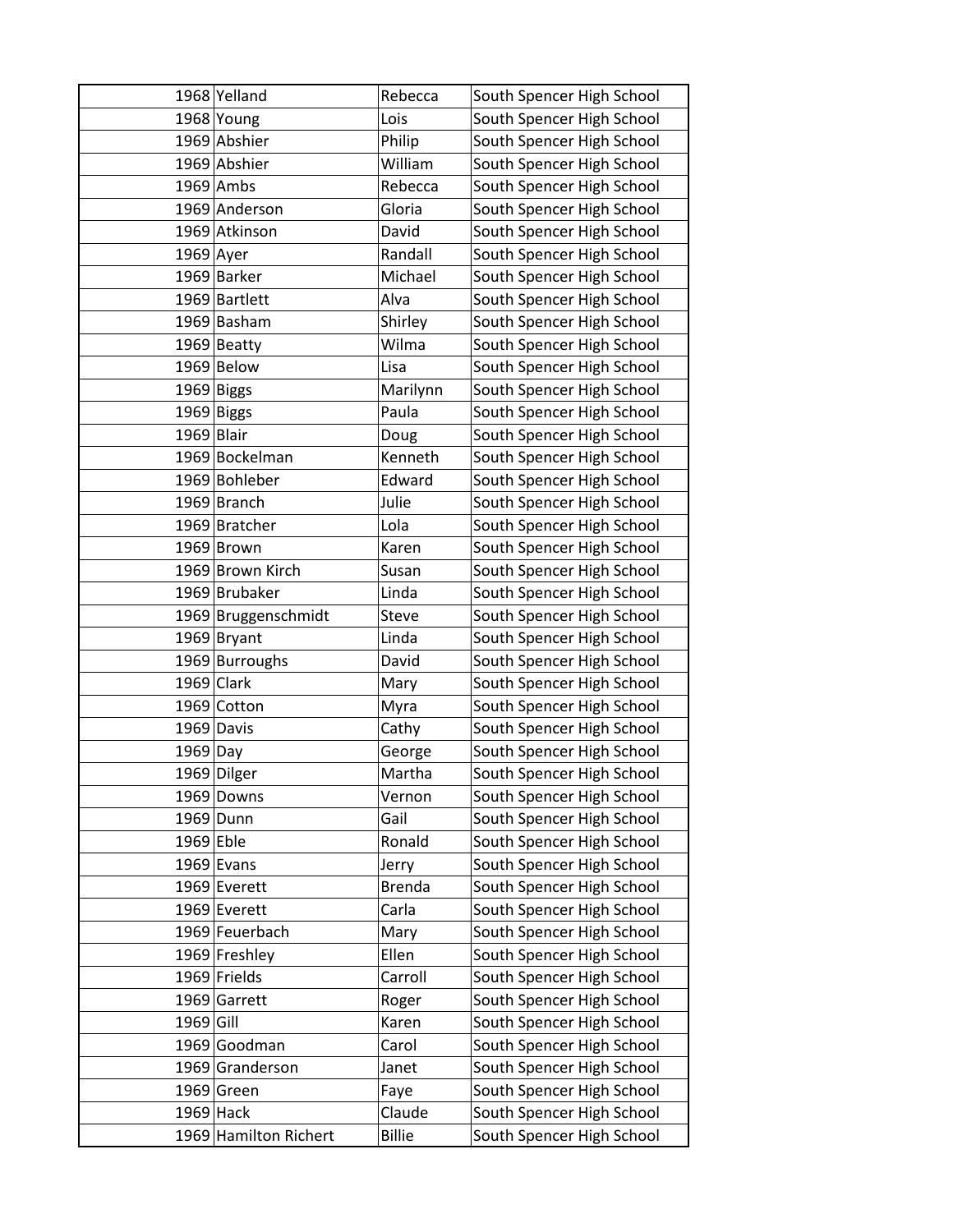| | | | |
|---|---|---|---|
| 1968 | Yelland | Rebecca | South Spencer High School |
| 1968 | Young | Lois | South Spencer High School |
| 1969 | Abshier | Philip | South Spencer High School |
| 1969 | Abshier | William | South Spencer High School |
| 1969 | Ambs | Rebecca | South Spencer High School |
| 1969 | Anderson | Gloria | South Spencer High School |
| 1969 | Atkinson | David | South Spencer High School |
| 1969 | Ayer | Randall | South Spencer High School |
| 1969 | Barker | Michael | South Spencer High School |
| 1969 | Bartlett | Alva | South Spencer High School |
| 1969 | Basham | Shirley | South Spencer High School |
| 1969 | Beatty | Wilma | South Spencer High School |
| 1969 | Below | Lisa | South Spencer High School |
| 1969 | Biggs | Marilynn | South Spencer High School |
| 1969 | Biggs | Paula | South Spencer High School |
| 1969 | Blair | Doug | South Spencer High School |
| 1969 | Bockelman | Kenneth | South Spencer High School |
| 1969 | Bohleber | Edward | South Spencer High School |
| 1969 | Branch | Julie | South Spencer High School |
| 1969 | Bratcher | Lola | South Spencer High School |
| 1969 | Brown | Karen | South Spencer High School |
| 1969 | Brown Kirch | Susan | South Spencer High School |
| 1969 | Brubaker | Linda | South Spencer High School |
| 1969 | Bruggenschmidt | Steve | South Spencer High School |
| 1969 | Bryant | Linda | South Spencer High School |
| 1969 | Burroughs | David | South Spencer High School |
| 1969 | Clark | Mary | South Spencer High School |
| 1969 | Cotton | Myra | South Spencer High School |
| 1969 | Davis | Cathy | South Spencer High School |
| 1969 | Day | George | South Spencer High School |
| 1969 | Dilger | Martha | South Spencer High School |
| 1969 | Downs | Vernon | South Spencer High School |
| 1969 | Dunn | Gail | South Spencer High School |
| 1969 | Eble | Ronald | South Spencer High School |
| 1969 | Evans | Jerry | South Spencer High School |
| 1969 | Everett | Brenda | South Spencer High School |
| 1969 | Everett | Carla | South Spencer High School |
| 1969 | Feuerbach | Mary | South Spencer High School |
| 1969 | Freshley | Ellen | South Spencer High School |
| 1969 | Frields | Carroll | South Spencer High School |
| 1969 | Garrett | Roger | South Spencer High School |
| 1969 | Gill | Karen | South Spencer High School |
| 1969 | Goodman | Carol | South Spencer High School |
| 1969 | Granderson | Janet | South Spencer High School |
| 1969 | Green | Faye | South Spencer High School |
| 1969 | Hack | Claude | South Spencer High School |
| 1969 | Hamilton Richert | Billie | South Spencer High School |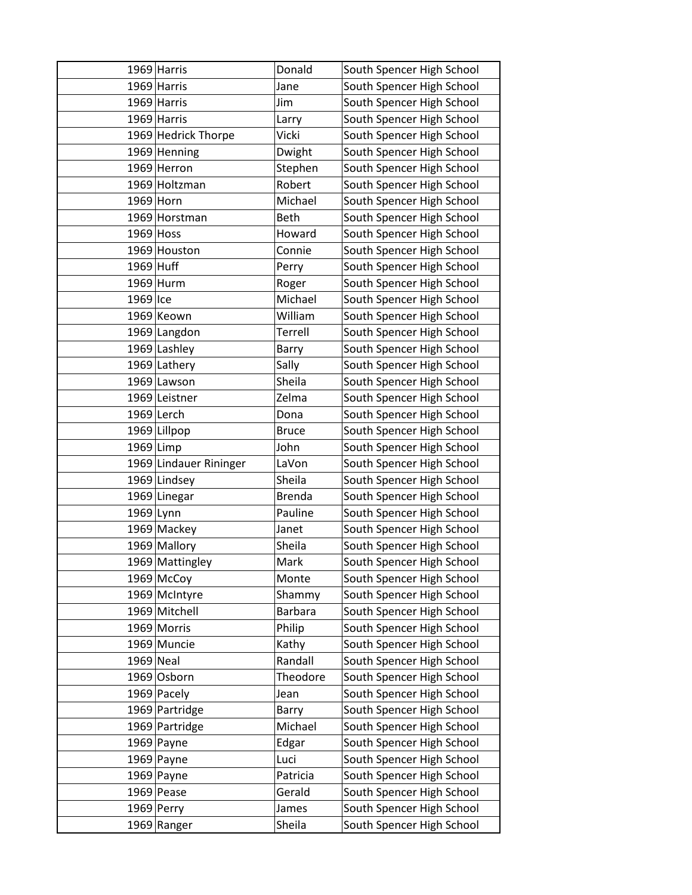| | | | |
|---|---|---|---|
| 1969 | Harris | Donald | South Spencer High School |
| 1969 | Harris | Jane | South Spencer High School |
| 1969 | Harris | Jim | South Spencer High School |
| 1969 | Harris | Larry | South Spencer High School |
| 1969 | Hedrick Thorpe | Vicki | South Spencer High School |
| 1969 | Henning | Dwight | South Spencer High School |
| 1969 | Herron | Stephen | South Spencer High School |
| 1969 | Holtzman | Robert | South Spencer High School |
| 1969 | Horn | Michael | South Spencer High School |
| 1969 | Horstman | Beth | South Spencer High School |
| 1969 | Hoss | Howard | South Spencer High School |
| 1969 | Houston | Connie | South Spencer High School |
| 1969 | Huff | Perry | South Spencer High School |
| 1969 | Hurm | Roger | South Spencer High School |
| 1969 | Ice | Michael | South Spencer High School |
| 1969 | Keown | William | South Spencer High School |
| 1969 | Langdon | Terrell | South Spencer High School |
| 1969 | Lashley | Barry | South Spencer High School |
| 1969 | Lathery | Sally | South Spencer High School |
| 1969 | Lawson | Sheila | South Spencer High School |
| 1969 | Leistner | Zelma | South Spencer High School |
| 1969 | Lerch | Dona | South Spencer High School |
| 1969 | Lillpop | Bruce | South Spencer High School |
| 1969 | Limp | John | South Spencer High School |
| 1969 | Lindauer Rininger | LaVon | South Spencer High School |
| 1969 | Lindsey | Sheila | South Spencer High School |
| 1969 | Linegar | Brenda | South Spencer High School |
| 1969 | Lynn | Pauline | South Spencer High School |
| 1969 | Mackey | Janet | South Spencer High School |
| 1969 | Mallory | Sheila | South Spencer High School |
| 1969 | Mattingley | Mark | South Spencer High School |
| 1969 | McCoy | Monte | South Spencer High School |
| 1969 | McIntyre | Shammy | South Spencer High School |
| 1969 | Mitchell | Barbara | South Spencer High School |
| 1969 | Morris | Philip | South Spencer High School |
| 1969 | Muncie | Kathy | South Spencer High School |
| 1969 | Neal | Randall | South Spencer High School |
| 1969 | Osborn | Theodore | South Spencer High School |
| 1969 | Pacely | Jean | South Spencer High School |
| 1969 | Partridge | Barry | South Spencer High School |
| 1969 | Partridge | Michael | South Spencer High School |
| 1969 | Payne | Edgar | South Spencer High School |
| 1969 | Payne | Luci | South Spencer High School |
| 1969 | Payne | Patricia | South Spencer High School |
| 1969 | Pease | Gerald | South Spencer High School |
| 1969 | Perry | James | South Spencer High School |
| 1969 | Ranger | Sheila | South Spencer High School |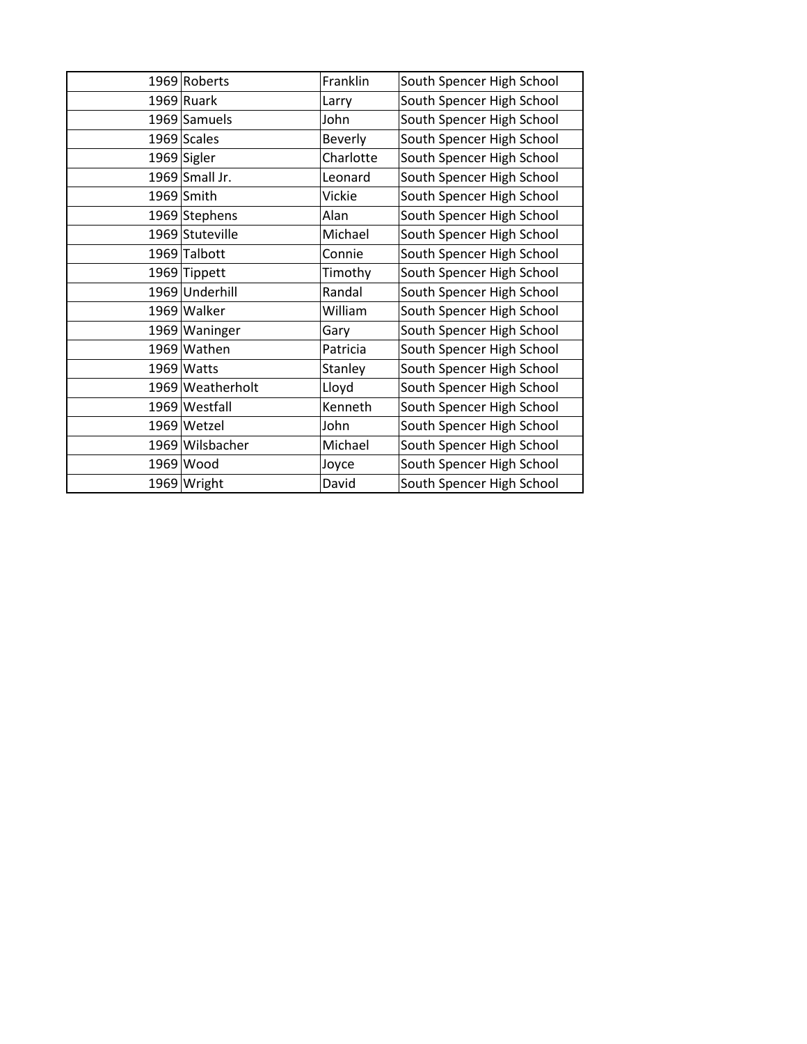| | | | |
|---|---|---|---|
| 1969 | Roberts | Franklin | South Spencer High School |
| 1969 | Ruark | Larry | South Spencer High School |
| 1969 | Samuels | John | South Spencer High School |
| 1969 | Scales | Beverly | South Spencer High School |
| 1969 | Sigler | Charlotte | South Spencer High School |
| 1969 | Small Jr. | Leonard | South Spencer High School |
| 1969 | Smith | Vickie | South Spencer High School |
| 1969 | Stephens | Alan | South Spencer High School |
| 1969 | Stuteville | Michael | South Spencer High School |
| 1969 | Talbott | Connie | South Spencer High School |
| 1969 | Tippett | Timothy | South Spencer High School |
| 1969 | Underhill | Randal | South Spencer High School |
| 1969 | Walker | William | South Spencer High School |
| 1969 | Waninger | Gary | South Spencer High School |
| 1969 | Wathen | Patricia | South Spencer High School |
| 1969 | Watts | Stanley | South Spencer High School |
| 1969 | Weatherholt | Lloyd | South Spencer High School |
| 1969 | Westfall | Kenneth | South Spencer High School |
| 1969 | Wetzel | John | South Spencer High School |
| 1969 | Wilsbacher | Michael | South Spencer High School |
| 1969 | Wood | Joyce | South Spencer High School |
| 1969 | Wright | David | South Spencer High School |